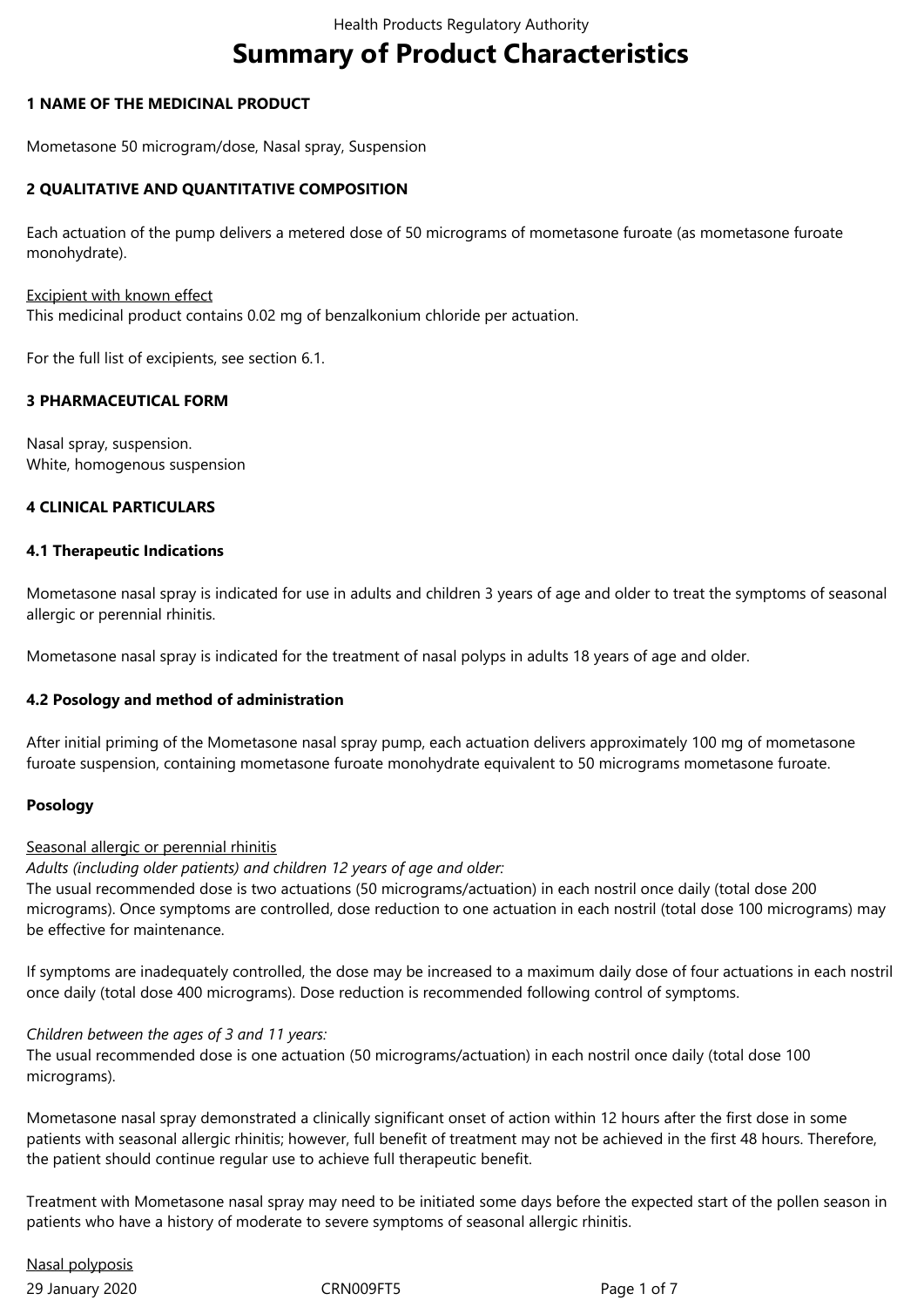# Summary of Product Characteristics

## 1 NAME OF THE MEDICINAL PRODUCT

Mometasone 50 microgram/dose, Nasal spray, Suspension

## 2 QUALITATIVE AND QUANTITATIVE COMPOSITION

Each actuation of the pump delivers a metered dose of 50 micrograms of mometasone furoate (as mometasone furoate monohydrate).

Excipient with known effect
This medicinal product contains 0.02 mg of benzalkonium chloride per actuation.

For the full list of excipients, see section 6.1.

## 3 PHARMACEUTICAL FORM

Nasal spray, suspension.
White, homogenous suspension

## 4 CLINICAL PARTICULARS

### 4.1 Therapeutic Indications

Mometasone nasal spray is indicated for use in adults and children 3 years of age and older to treat the symptoms of seasonal allergic or perennial rhinitis.

Mometasone nasal spray is indicated for the treatment of nasal polyps in adults 18 years of age and older.

### 4.2 Posology and method of administration

After initial priming of the Mometasone nasal spray pump, each actuation delivers approximately 100 mg of mometasone furoate suspension, containing mometasone furoate monohydrate equivalent to 50 micrograms mometasone furoate.

**Posology**

Seasonal allergic or perennial rhinitis
*Adults (including older patients) and children 12 years of age and older:*
The usual recommended dose is two actuations (50 micrograms/actuation) in each nostril once daily (total dose 200 micrograms). Once symptoms are controlled, dose reduction to one actuation in each nostril (total dose 100 micrograms) may be effective for maintenance.

If symptoms are inadequately controlled, the dose may be increased to a maximum daily dose of four actuations in each nostril once daily (total dose 400 micrograms). Dose reduction is recommended following control of symptoms.

*Children between the ages of 3 and 11 years:*
The usual recommended dose is one actuation (50 micrograms/actuation) in each nostril once daily (total dose 100 micrograms).

Mometasone nasal spray demonstrated a clinically significant onset of action within 12 hours after the first dose in some patients with seasonal allergic rhinitis; however, full benefit of treatment may not be achieved in the first 48 hours. Therefore, the patient should continue regular use to achieve full therapeutic benefit.

Treatment with Mometasone nasal spray may need to be initiated some days before the expected start of the pollen season in patients who have a history of moderate to severe symptoms of seasonal allergic rhinitis.

Nasal polyposis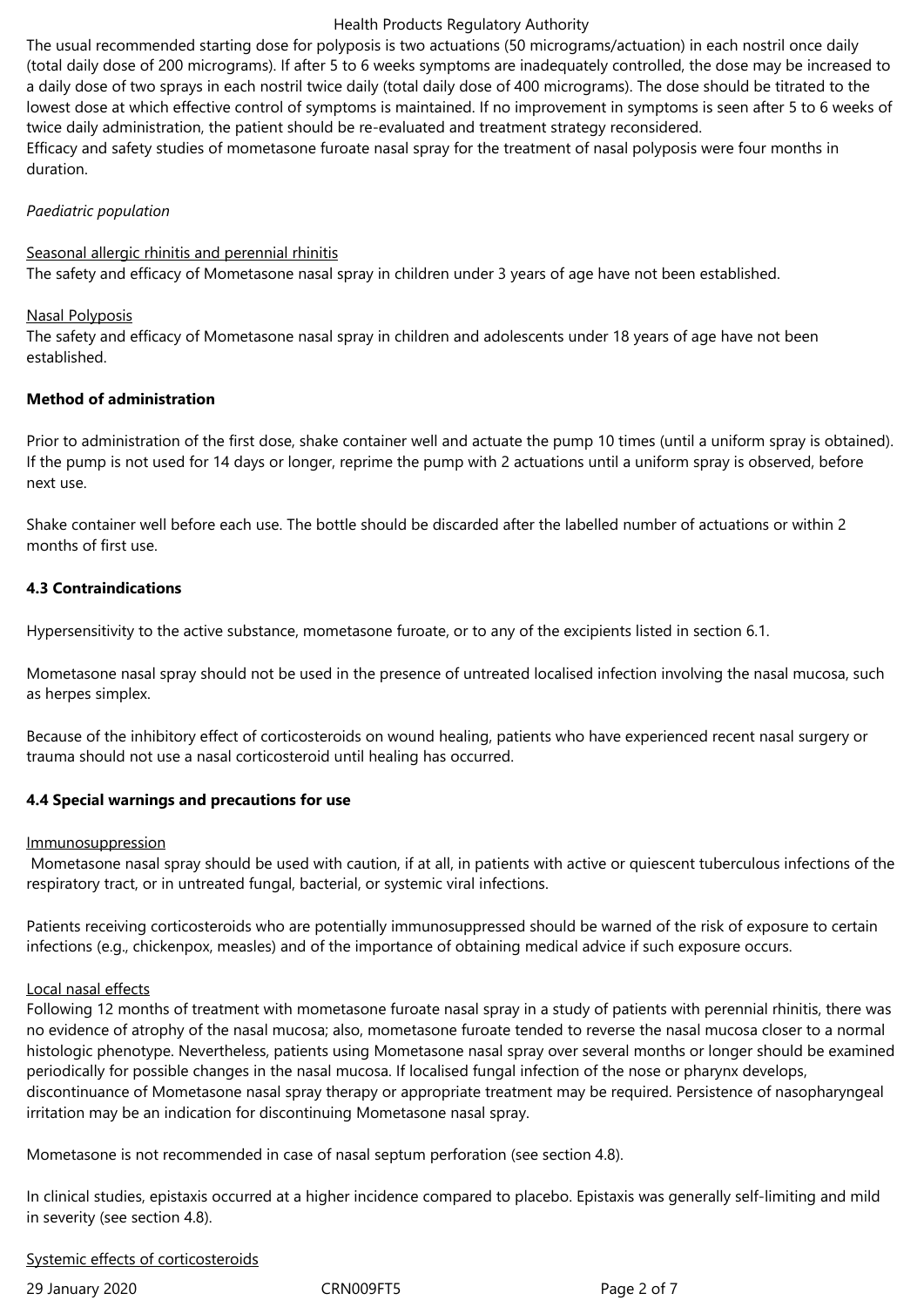The usual recommended starting dose for polyposis is two actuations (50 micrograms/actuation) in each nostril once daily (total daily dose of 200 micrograms). If after 5 to 6 weeks symptoms are inadequately controlled, the dose may be increased to a daily dose of two sprays in each nostril twice daily (total daily dose of 400 micrograms). The dose should be titrated to the lowest dose at which effective control of symptoms is maintained. If no improvement in symptoms is seen after 5 to 6 weeks of twice daily administration, the patient should be re-evaluated and treatment strategy reconsidered.
Efficacy and safety studies of mometasone furoate nasal spray for the treatment of nasal polyposis were four months in duration.

*Paediatric population*

Seasonal allergic rhinitis and perennial rhinitis
The safety and efficacy of Mometasone nasal spray in children under 3 years of age have not been established.

Nasal Polyposis
The safety and efficacy of Mometasone nasal spray in children and adolescents under 18 years of age have not been established.

**Method of administration**

Prior to administration of the first dose, shake container well and actuate the pump 10 times (until a uniform spray is obtained). If the pump is not used for 14 days or longer, reprime the pump with 2 actuations until a uniform spray is observed, before next use.

Shake container well before each use. The bottle should be discarded after the labelled number of actuations or within 2 months of first use.

**4.3 Contraindications**

Hypersensitivity to the active substance, mometasone furoate, or to any of the excipients listed in section 6.1.

Mometasone nasal spray should not be used in the presence of untreated localised infection involving the nasal mucosa, such as herpes simplex.

Because of the inhibitory effect of corticosteroids on wound healing, patients who have experienced recent nasal surgery or trauma should not use a nasal corticosteroid until healing has occurred.

**4.4 Special warnings and precautions for use**

Immunosuppression
Mometasone nasal spray should be used with caution, if at all, in patients with active or quiescent tuberculous infections of the respiratory tract, or in untreated fungal, bacterial, or systemic viral infections.

Patients receiving corticosteroids who are potentially immunosuppressed should be warned of the risk of exposure to certain infections (e.g., chickenpox, measles) and of the importance of obtaining medical advice if such exposure occurs.

Local nasal effects
Following 12 months of treatment with mometasone furoate nasal spray in a study of patients with perennial rhinitis, there was no evidence of atrophy of the nasal mucosa; also, mometasone furoate tended to reverse the nasal mucosa closer to a normal histologic phenotype. Nevertheless, patients using Mometasone nasal spray over several months or longer should be examined periodically for possible changes in the nasal mucosa. If localised fungal infection of the nose or pharynx develops, discontinuance of Mometasone nasal spray therapy or appropriate treatment may be required. Persistence of nasopharyngeal irritation may be an indication for discontinuing Mometasone nasal spray.

Mometasone is not recommended in case of nasal septum perforation (see section 4.8).

In clinical studies, epistaxis occurred at a higher incidence compared to placebo. Epistaxis was generally self-limiting and mild in severity (see section 4.8).

Systemic effects of corticosteroids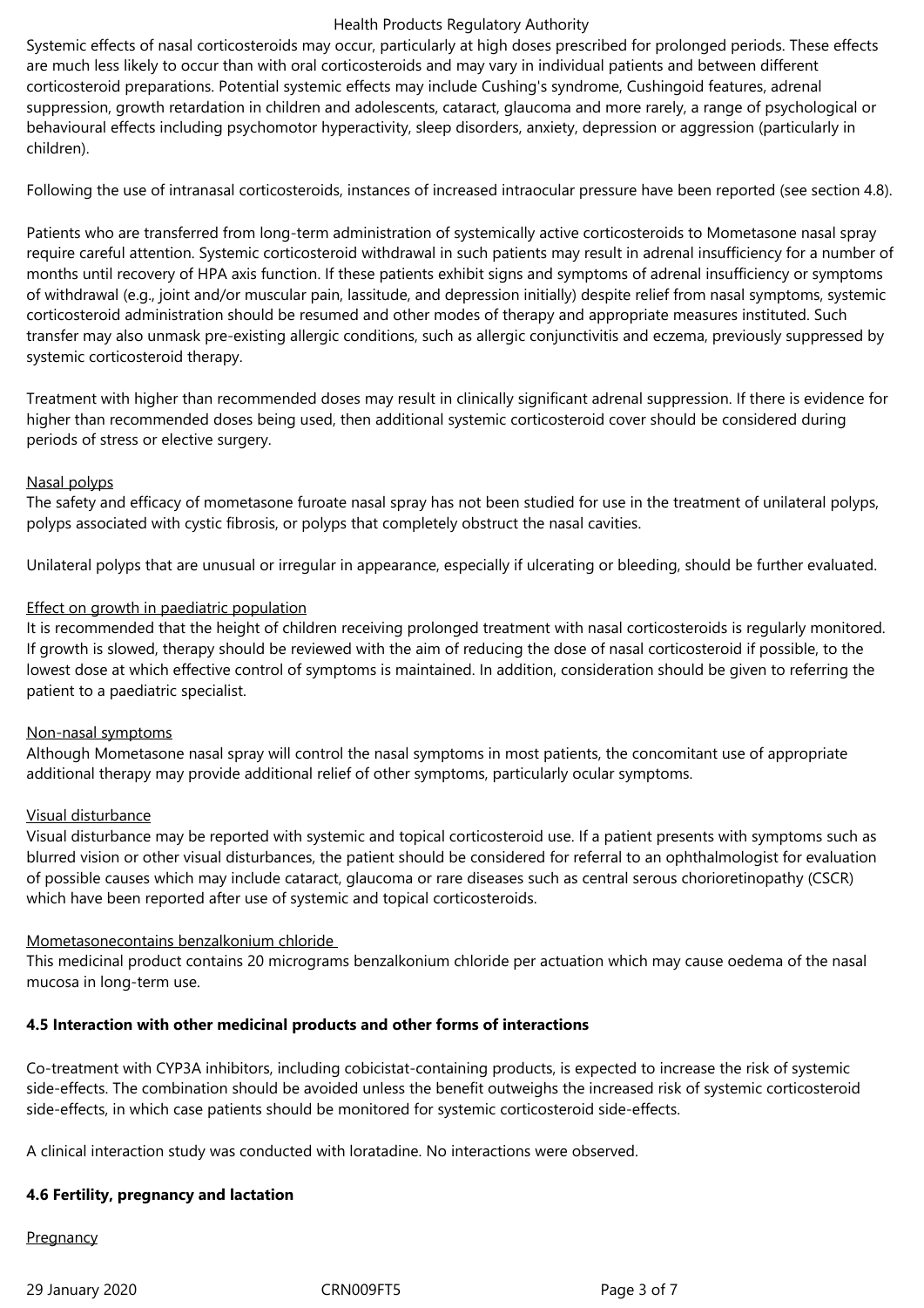Systemic effects of nasal corticosteroids may occur, particularly at high doses prescribed for prolonged periods. These effects are much less likely to occur than with oral corticosteroids and may vary in individual patients and between different corticosteroid preparations. Potential systemic effects may include Cushing's syndrome, Cushingoid features, adrenal suppression, growth retardation in children and adolescents, cataract, glaucoma and more rarely, a range of psychological or behavioural effects including psychomotor hyperactivity, sleep disorders, anxiety, depression or aggression (particularly in children).

Following the use of intranasal corticosteroids, instances of increased intraocular pressure have been reported (see section 4.8).

Patients who are transferred from long-term administration of systemically active corticosteroids to Mometasone nasal spray require careful attention. Systemic corticosteroid withdrawal in such patients may result in adrenal insufficiency for a number of months until recovery of HPA axis function. If these patients exhibit signs and symptoms of adrenal insufficiency or symptoms of withdrawal (e.g., joint and/or muscular pain, lassitude, and depression initially) despite relief from nasal symptoms, systemic corticosteroid administration should be resumed and other modes of therapy and appropriate measures instituted. Such transfer may also unmask pre-existing allergic conditions, such as allergic conjunctivitis and eczema, previously suppressed by systemic corticosteroid therapy.

Treatment with higher than recommended doses may result in clinically significant adrenal suppression. If there is evidence for higher than recommended doses being used, then additional systemic corticosteroid cover should be considered during periods of stress or elective surgery.

Nasal polyps

The safety and efficacy of mometasone furoate nasal spray has not been studied for use in the treatment of unilateral polyps, polyps associated with cystic fibrosis, or polyps that completely obstruct the nasal cavities.

Unilateral polyps that are unusual or irregular in appearance, especially if ulcerating or bleeding, should be further evaluated.

Effect on growth in paediatric population

It is recommended that the height of children receiving prolonged treatment with nasal corticosteroids is regularly monitored. If growth is slowed, therapy should be reviewed with the aim of reducing the dose of nasal corticosteroid if possible, to the lowest dose at which effective control of symptoms is maintained. In addition, consideration should be given to referring the patient to a paediatric specialist.

Non-nasal symptoms

Although Mometasone nasal spray will control the nasal symptoms in most patients, the concomitant use of appropriate additional therapy may provide additional relief of other symptoms, particularly ocular symptoms.

Visual disturbance

Visual disturbance may be reported with systemic and topical corticosteroid use. If a patient presents with symptoms such as blurred vision or other visual disturbances, the patient should be considered for referral to an ophthalmologist for evaluation of possible causes which may include cataract, glaucoma or rare diseases such as central serous chorioretinopathy (CSCR) which have been reported after use of systemic and topical corticosteroids.

Mometasonecontains benzalkonium chloride

This medicinal product contains 20 micrograms benzalkonium chloride per actuation which may cause oedema of the nasal mucosa in long-term use.

**4.5 Interaction with other medicinal products and other forms of interactions**

Co-treatment with CYP3A inhibitors, including cobicistat-containing products, is expected to increase the risk of systemic side-effects. The combination should be avoided unless the benefit outweighs the increased risk of systemic corticosteroid side-effects, in which case patients should be monitored for systemic corticosteroid side-effects.

A clinical interaction study was conducted with loratadine. No interactions were observed.

**4.6 Fertility, pregnancy and lactation**

Pregnancy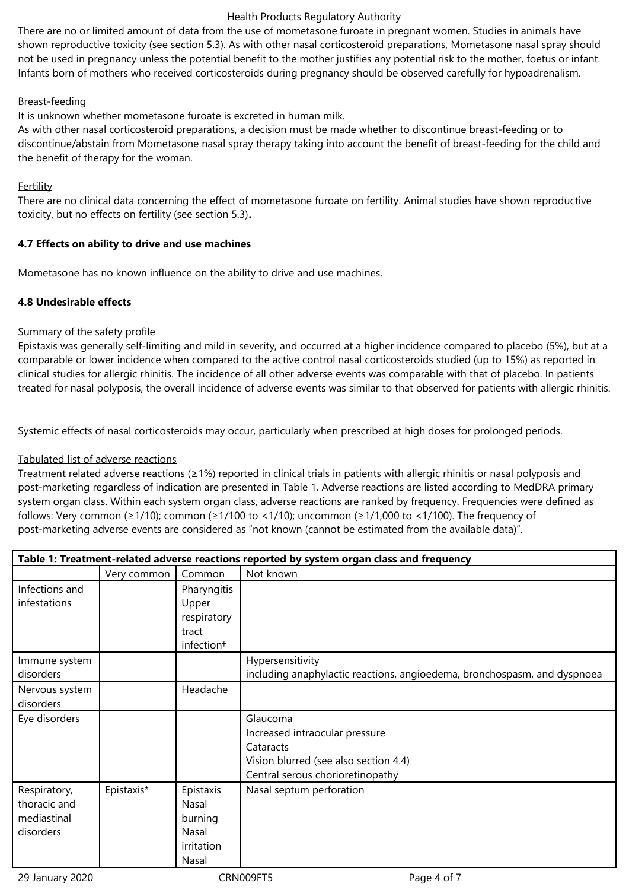There are no or limited amount of data from the use of mometasone furoate in pregnant women. Studies in animals have shown reproductive toxicity (see section 5.3). As with other nasal corticosteroid preparations, Mometasone nasal spray should not be used in pregnancy unless the potential benefit to the mother justifies any potential risk to the mother, foetus or infant. Infants born of mothers who received corticosteroids during pregnancy should be observed carefully for hypoadrenalism.

Breast-feeding

It is unknown whether mometasone furoate is excreted in human milk.
As with other nasal corticosteroid preparations, a decision must be made whether to discontinue breast-feeding or to discontinue/abstain from Mometasone nasal spray therapy taking into account the benefit of breast-feeding for the child and the benefit of therapy for the woman.

Fertility

There are no clinical data concerning the effect of mometasone furoate on fertility. Animal studies have shown reproductive toxicity, but no effects on fertility (see section 5.3)**.**

**4.7 Effects on ability to drive and use machines**

Mometasone has no known influence on the ability to drive and use machines.

**4.8 Undesirable effects**

Summary of the safety profile

Epistaxis was generally self-limiting and mild in severity, and occurred at a higher incidence compared to placebo (5%), but at a comparable or lower incidence when compared to the active control nasal corticosteroids studied (up to 15%) as reported in clinical studies for allergic rhinitis. The incidence of all other adverse events was comparable with that of placebo. In patients treated for nasal polyposis, the overall incidence of adverse events was similar to that observed for patients with allergic rhinitis.

Systemic effects of nasal corticosteroids may occur, particularly when prescribed at high doses for prolonged periods.

Tabulated list of adverse reactions

Treatment related adverse reactions (≥1%) reported in clinical trials in patients with allergic rhinitis or nasal polyposis and post-marketing regardless of indication are presented in Table 1. Adverse reactions are listed according to MedDRA primary system organ class. Within each system organ class, adverse reactions are ranked by frequency. Frequencies were defined as follows: Very common (≥1/10); common (≥1/100 to <1/10); uncommon (≥1/1,000 to <1/100). The frequency of post-marketing adverse events are considered as "not known (cannot be estimated from the available data)".

**Table 1: Treatment-related adverse reactions reported by system organ class and frequency**

| | Very common | Common | Not known |
|---|---|---|---|
| Infections and infestations | | Pharyngitis<br>Upper respiratory tract infection† | |
| Immune system disorders | | | Hypersensitivity<br>including anaphylactic reactions, angioedema, bronchospasm, and dyspnoea |
| Nervous system disorders | | Headache | |
| Eye disorders | | | Glaucoma<br>Increased intraocular pressure<br>Cataracts<br>Vision blurred (see also section 4.4)<br>Central serous chorioretinopathy |
| Respiratory, thoracic and mediastinal disorders | Epistaxis* | Epistaxis<br>Nasal burning<br>Nasal irritation<br>Nasal | Nasal septum perforation |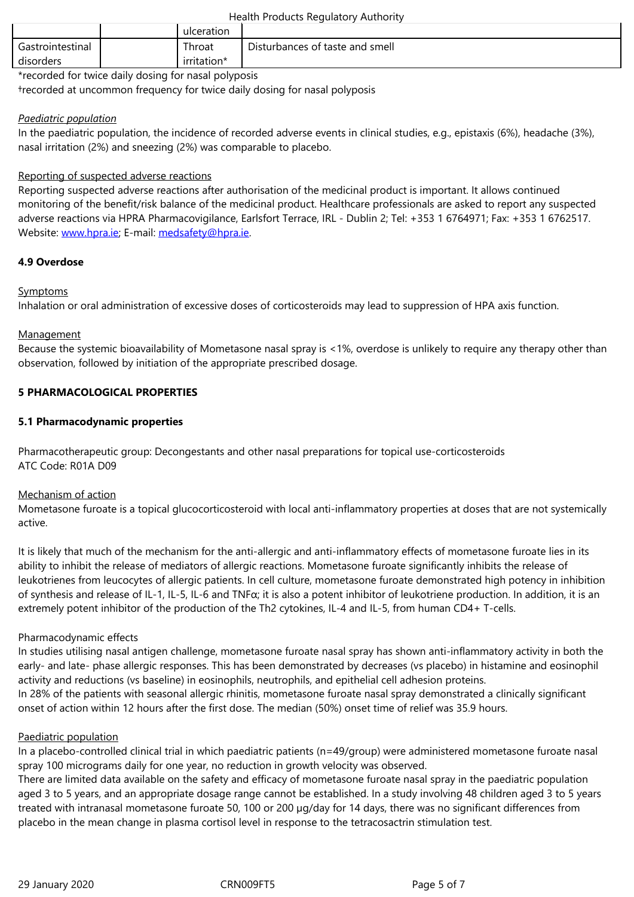|  |  | ulceration |  |
| --- | --- | --- | --- |
| Gastrointestinal disorders |  | Throat irritation* | Disturbances of taste and smell |

*recorded for twice daily dosing for nasal polyposis
†recorded at uncommon frequency for twice daily dosing for nasal polyposis

*Paediatric population*
In the paediatric population, the incidence of recorded adverse events in clinical studies, e.g., epistaxis (6%), headache (3%), nasal irritation (2%) and sneezing (2%) was comparable to placebo.

Reporting of suspected adverse reactions
Reporting suspected adverse reactions after authorisation of the medicinal product is important. It allows continued monitoring of the benefit/risk balance of the medicinal product. Healthcare professionals are asked to report any suspected adverse reactions via HPRA Pharmacovigilance, Earlsfort Terrace, IRL - Dublin 2; Tel: +353 1 6764971; Fax: +353 1 6762517. Website: www.hpra.ie; E-mail: medsafety@hpra.ie.

**4.9 Overdose**

Symptoms
Inhalation or oral administration of excessive doses of corticosteroids may lead to suppression of HPA axis function.

Management
Because the systemic bioavailability of Mometasone nasal spray is <1%, overdose is unlikely to require any therapy other than observation, followed by initiation of the appropriate prescribed dosage.

**5 PHARMACOLOGICAL PROPERTIES**

**5.1 Pharmacodynamic properties**

Pharmacotherapeutic group: Decongestants and other nasal preparations for topical use-corticosteroids
ATC Code: R01A D09

Mechanism of action
Mometasone furoate is a topical glucocorticosteroid with local anti-inflammatory properties at doses that are not systemically active.

It is likely that much of the mechanism for the anti-allergic and anti-inflammatory effects of mometasone furoate lies in its ability to inhibit the release of mediators of allergic reactions. Mometasone furoate significantly inhibits the release of leukotrienes from leucocytes of allergic patients. In cell culture, mometasone furoate demonstrated high potency in inhibition of synthesis and release of IL-1, IL-5, IL-6 and TNFα; it is also a potent inhibitor of leukotriene production. In addition, it is an extremely potent inhibitor of the production of the Th2 cytokines, IL-4 and IL-5, from human CD4+ T-cells.

Pharmacodynamic effects
In studies utilising nasal antigen challenge, mometasone furoate nasal spray has shown anti-inflammatory activity in both the early- and late- phase allergic responses. This has been demonstrated by decreases (vs placebo) in histamine and eosinophil activity and reductions (vs baseline) in eosinophils, neutrophils, and epithelial cell adhesion proteins.
In 28% of the patients with seasonal allergic rhinitis, mometasone furoate nasal spray demonstrated a clinically significant onset of action within 12 hours after the first dose. The median (50%) onset time of relief was 35.9 hours.

Paediatric population
In a placebo-controlled clinical trial in which paediatric patients (n=49/group) were administered mometasone furoate nasal spray 100 micrograms daily for one year, no reduction in growth velocity was observed.
There are limited data available on the safety and efficacy of mometasone furoate nasal spray in the paediatric population aged 3 to 5 years, and an appropriate dosage range cannot be established. In a study involving 48 children aged 3 to 5 years treated with intranasal mometasone furoate 50, 100 or 200 μg/day for 14 days, there was no significant differences from placebo in the mean change in plasma cortisol level in response to the tetracosactrin stimulation test.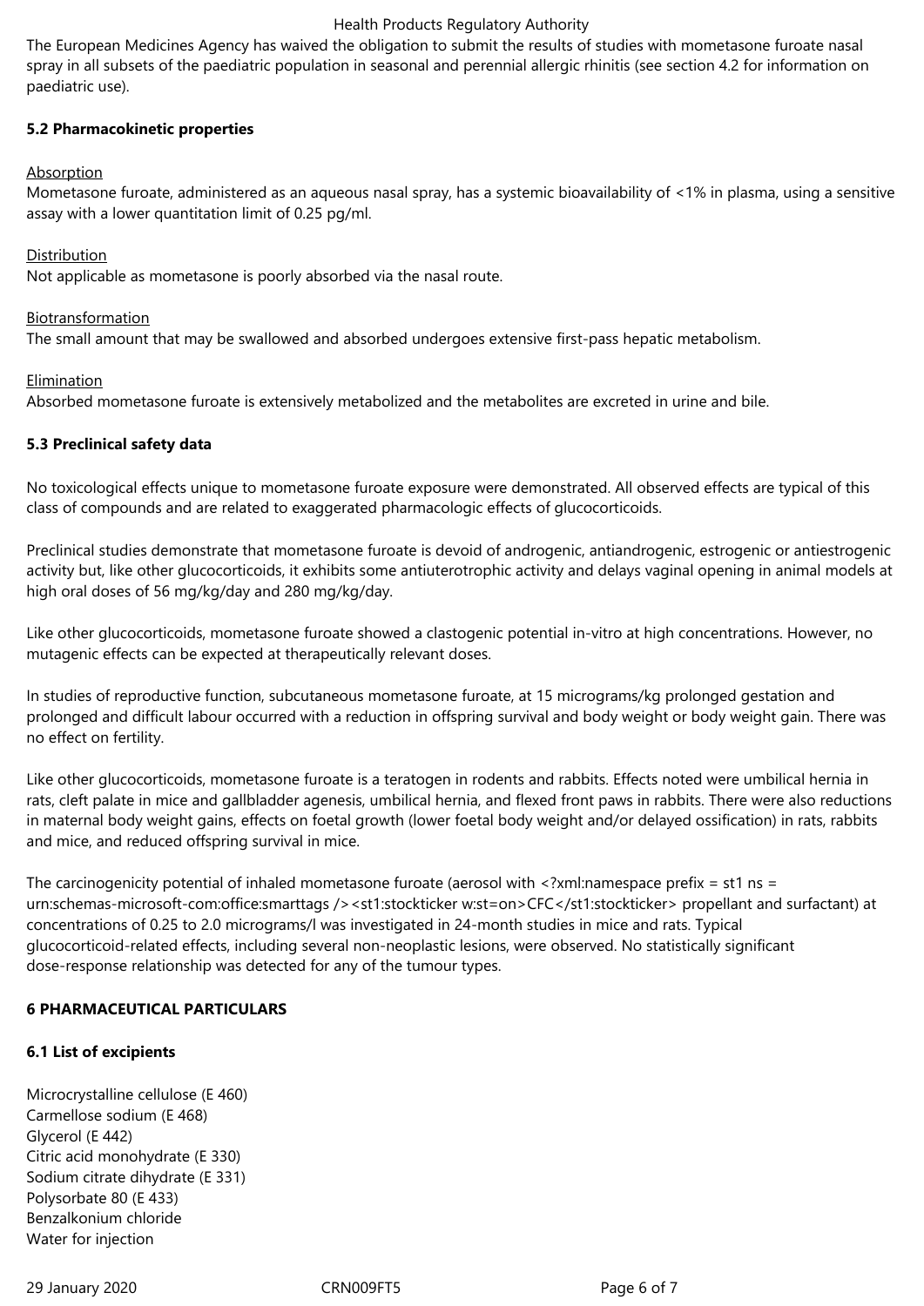The European Medicines Agency has waived the obligation to submit the results of studies with mometasone furoate nasal spray in all subsets of the paediatric population in seasonal and perennial allergic rhinitis (see section 4.2 for information on paediatric use).

**5.2 Pharmacokinetic properties**

Absorption

Mometasone furoate, administered as an aqueous nasal spray, has a systemic bioavailability of <1% in plasma, using a sensitive assay with a lower quantitation limit of 0.25 pg/ml.

Distribution

Not applicable as mometasone is poorly absorbed via the nasal route.

Biotransformation

The small amount that may be swallowed and absorbed undergoes extensive first-pass hepatic metabolism.

Elimination

Absorbed mometasone furoate is extensively metabolized and the metabolites are excreted in urine and bile.

**5.3 Preclinical safety data**

No toxicological effects unique to mometasone furoate exposure were demonstrated. All observed effects are typical of this class of compounds and are related to exaggerated pharmacologic effects of glucocorticoids.

Preclinical studies demonstrate that mometasone furoate is devoid of androgenic, antiandrogenic, estrogenic or antiestrogenic activity but, like other glucocorticoids, it exhibits some antiuterotrophic activity and delays vaginal opening in animal models at high oral doses of 56 mg/kg/day and 280 mg/kg/day.

Like other glucocorticoids, mometasone furoate showed a clastogenic potential in-vitro at high concentrations. However, no mutagenic effects can be expected at therapeutically relevant doses.

In studies of reproductive function, subcutaneous mometasone furoate, at 15 micrograms/kg prolonged gestation and prolonged and difficult labour occurred with a reduction in offspring survival and body weight or body weight gain. There was no effect on fertility.

Like other glucocorticoids, mometasone furoate is a teratogen in rodents and rabbits. Effects noted were umbilical hernia in rats, cleft palate in mice and gallbladder agenesis, umbilical hernia, and flexed front paws in rabbits. There were also reductions in maternal body weight gains, effects on foetal growth (lower foetal body weight and/or delayed ossification) in rats, rabbits and mice, and reduced offspring survival in mice.

The carcinogenicity potential of inhaled mometasone furoate (aerosol with <?xml:namespace prefix = st1 ns = urn:schemas-microsoft-com:office:smarttags /><st1:stockticker w:st=on>CFC</st1:stockticker> propellant and surfactant) at concentrations of 0.25 to 2.0 micrograms/l was investigated in 24-month studies in mice and rats. Typical glucocorticoid-related effects, including several non-neoplastic lesions, were observed. No statistically significant dose-response relationship was detected for any of the tumour types.

**6 PHARMACEUTICAL PARTICULARS**

**6.1 List of excipients**

Microcrystalline cellulose (E 460)
Carmellose sodium (E 468)
Glycerol (E 442)
Citric acid monohydrate (E 330)
Sodium citrate dihydrate (E 331)
Polysorbate 80 (E 433)
Benzalkonium chloride
Water for injection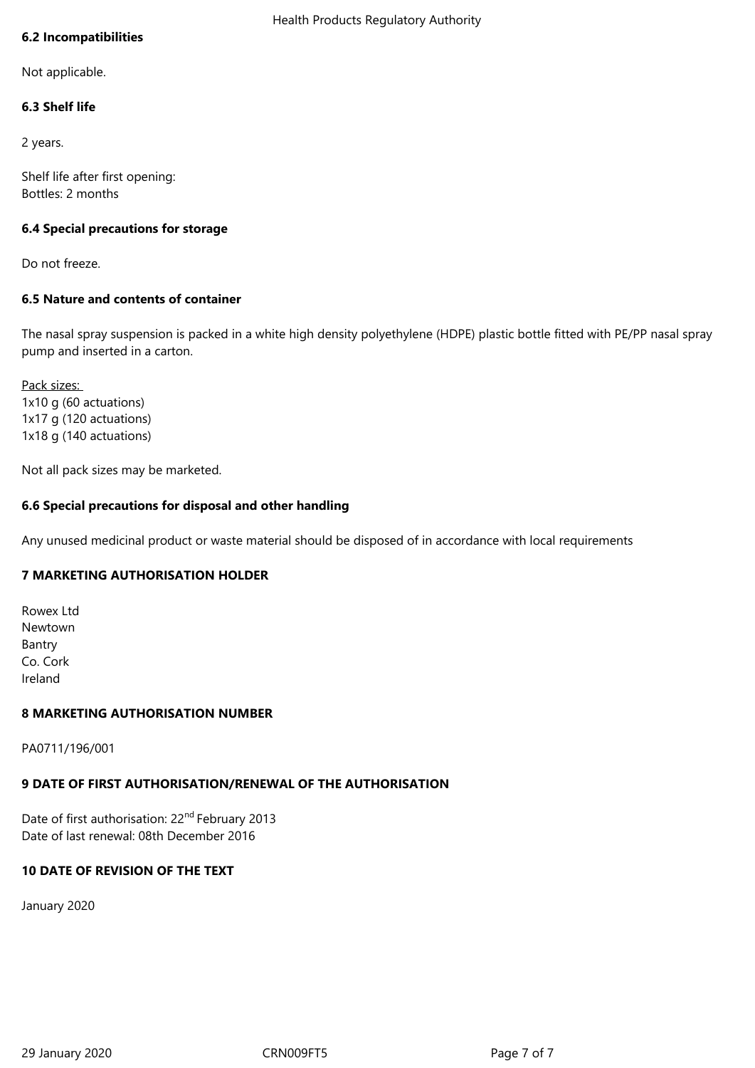### 6.2 Incompatibilities

Not applicable.

### 6.3 Shelf life

2 years.

Shelf life after first opening:
Bottles: 2 months

### 6.4 Special precautions for storage

Do not freeze.

### 6.5 Nature and contents of container

The nasal spray suspension is packed in a white high density polyethylene (HDPE) plastic bottle fitted with PE/PP nasal spray pump and inserted in a carton.

Pack sizes:
1x10 g (60 actuations)
1x17 g (120 actuations)
1x18 g (140 actuations)

Not all pack sizes may be marketed.

### 6.6 Special precautions for disposal and other handling

Any unused medicinal product or waste material should be disposed of in accordance with local requirements

## 7 MARKETING AUTHORISATION HOLDER

Rowex Ltd
Newtown
Bantry
Co. Cork
Ireland

## 8 MARKETING AUTHORISATION NUMBER

PA0711/196/001

## 9 DATE OF FIRST AUTHORISATION/RENEWAL OF THE AUTHORISATION

Date of first authorisation: 22nd February 2013
Date of last renewal: 08th December 2016

## 10 DATE OF REVISION OF THE TEXT

January 2020